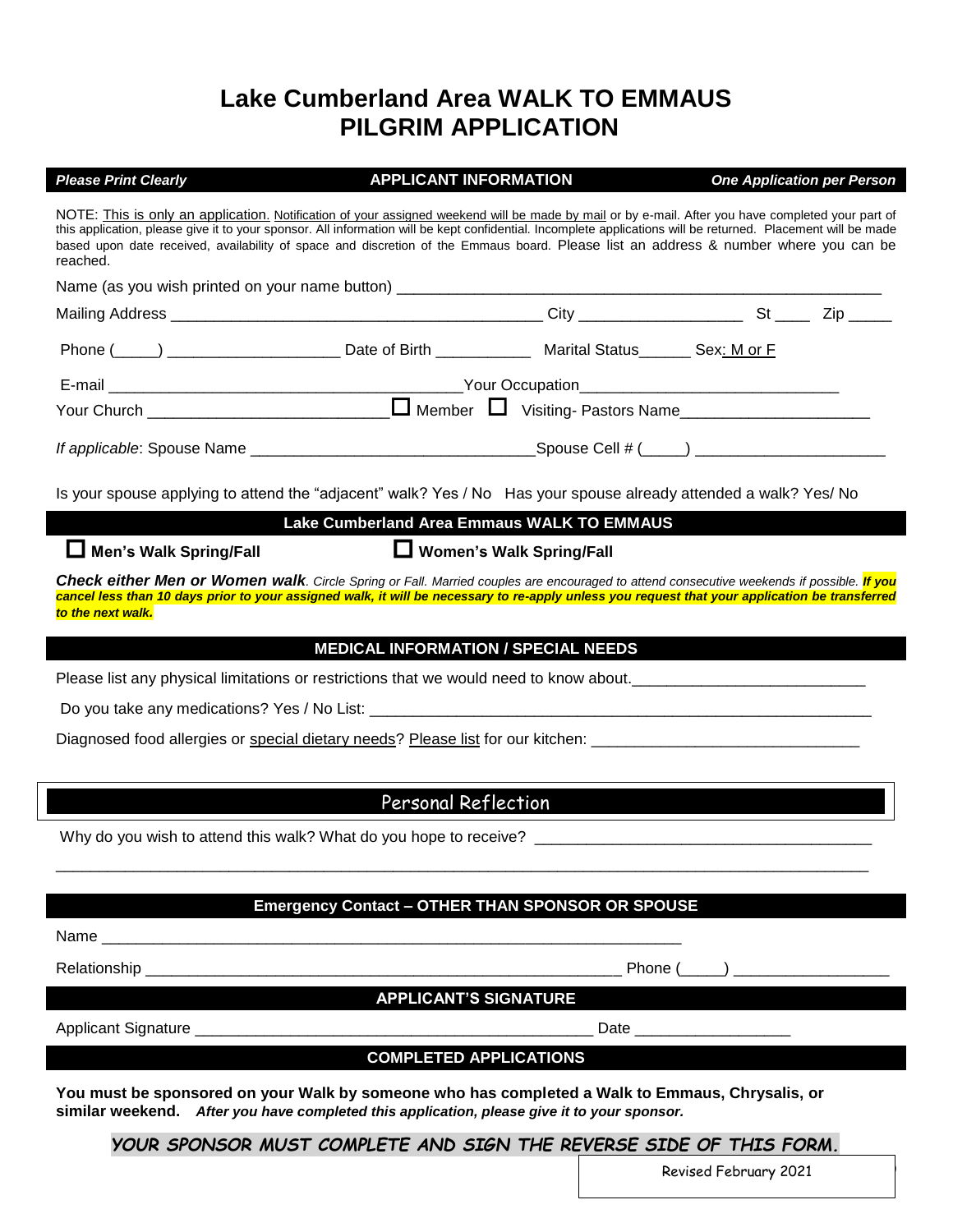# Lake Cumberland Area WALK TO EMMAUS
# PILGRIM APPLICATION

***Please Print Clearly*** **APPLICANT INFORMATION** ***One Application per Person***

NOTE: This is only an application. Notification of your assigned weekend will be made by mail or by e-mail. After you have completed your part of this application, please give it to your sponsor. All information will be kept confidential. Incomplete applications will be returned. Placement will be made based upon date received, availability of space and discretion of the Emmaus board. Please list an address & number where you can be reached.

Name (as you wish printed on your name button) _______________________________________________

Mailing Address ______________________________________ City ________________ St ____ Zip _____

Phone (____) __________________ Date of Birth __________ Marital Status______ Sex: M or F

E-mail ____________________________________Your Occupation_____________________________

Your Church _________________________ ☐ Member ☐ Visiting- Pastors Name____________________

*If applicable*: Spouse Name ______________________________Spouse Cell # (____) ____________________

Is your spouse applying to attend the "adjacent" walk? Yes / No Has your spouse already attended a walk? Yes/ No

## Lake Cumberland Area Emmaus WALK TO EMMAUS

☐ **Men's Walk Spring/Fall** ☐ **Women's Walk Spring/Fall**

***Check either Men or Women walk**. Circle Spring or Fall. Married couples are encouraged to attend consecutive weekends if possible.* ***If you cancel less than 10 days prior to your assigned walk, it will be necessary to re-apply unless you request that your application be transferred to the next walk.***

## MEDICAL INFORMATION / SPECIAL NEEDS

Please list any physical limitations or restrictions that we would need to know about.________________________

Do you take any medications? Yes / No List: ______________________________________________________

Diagnosed food allergies or special dietary needs? Please list for our kitchen: ___________________________

## Personal Reflection

Why do you wish to attend this walk? What do you hope to receive? ___________________________________

_____________________________________________________________________________________

## Emergency Contact – OTHER THAN SPONSOR OR SPOUSE

Name ___________________________________________________________________

Relationship ____________________________________________________ Phone (____) ________________

## APPLICANT'S SIGNATURE

Applicant Signature ________________________________________ Date ________________

## COMPLETED APPLICATIONS

**You must be sponsored on your Walk by someone who has completed a Walk to Emmaus, Chrysalis, or similar weekend.** ***After you have completed this application, please give it to your sponsor.***

***YOUR SPONSOR MUST COMPLETE AND SIGN THE REVERSE SIDE OF THIS FORM.***

Revised February 2021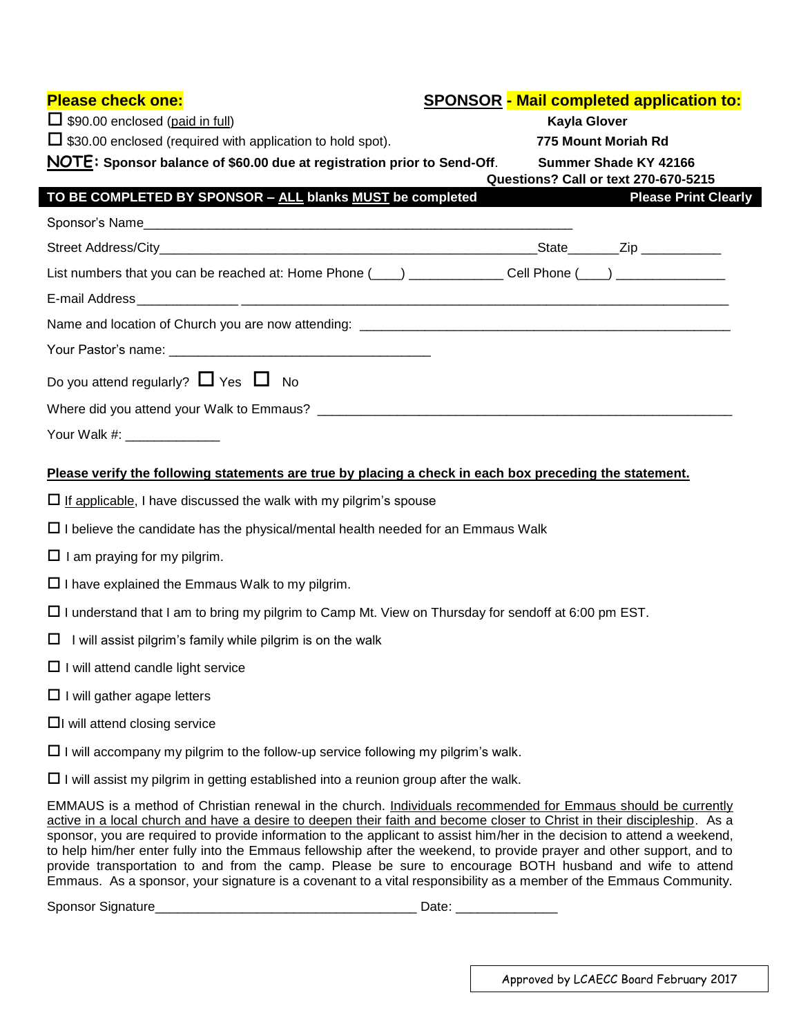**Please check one:**

☐ $90.00 enclosed (paid in full)

☐ $30.00 enclosed (required with application to hold spot).

**NOTE: Sponsor balance of $60.00 due at registration prior to Send-Off.**

**SPONSOR - Mail completed application to:**

**Kayla Glover**
**775 Mount Moriah Rd**
**Summer Shade KY 42166**
**Questions? Call or text 270-670-5215**

**TO BE COMPLETED BY SPONSOR – ALL blanks MUST be completed** **Please Print Clearly**

Sponsor's Name_______________________________________________________________

Street Address/City_____________________________________________________State_______Zip ___________

List numbers that you can be reached at: Home Phone (____) _____________ Cell Phone (____) _______________

E-mail Address______________ ___________________________________________________________________

Name and location of Church you are now attending: ______________________________________________________

Your Pastor's name: ___________________________________

Do you attend regularly? ☐ Yes ☐ No

Where did you attend your Walk to Emmaus? _________________________________________________________

Your Walk #: _____________

**Please verify the following statements are true by placing a check in each box preceding the statement.**

☐ If applicable, I have discussed the walk with my pilgrim's spouse

☐ I believe the candidate has the physical/mental health needed for an Emmaus Walk

☐ I am praying for my pilgrim.

☐ I have explained the Emmaus Walk to my pilgrim.

☐ I understand that I am to bring my pilgrim to Camp Mt. View on Thursday for sendoff at 6:00 pm EST.

☐ I will assist pilgrim's family while pilgrim is on the walk

☐ I will attend candle light service

☐ I will gather agape letters

☐ I will attend closing service

☐ I will accompany my pilgrim to the follow-up service following my pilgrim's walk.

☐ I will assist my pilgrim in getting established into a reunion group after the walk.

EMMAUS is a method of Christian renewal in the church. Individuals recommended for Emmaus should be currently active in a local church and have a desire to deepen their faith and become closer to Christ in their discipleship. As a sponsor, you are required to provide information to the applicant to assist him/her in the decision to attend a weekend, to help him/her enter fully into the Emmaus fellowship after the weekend, to provide prayer and other support, and to provide transportation to and from the camp. Please be sure to encourage BOTH husband and wife to attend Emmaus. As a sponsor, your signature is a covenant to a vital responsibility as a member of the Emmaus Community.

Sponsor Signature___________________________________ Date: ______________

Approved by LCAECC Board February 2017